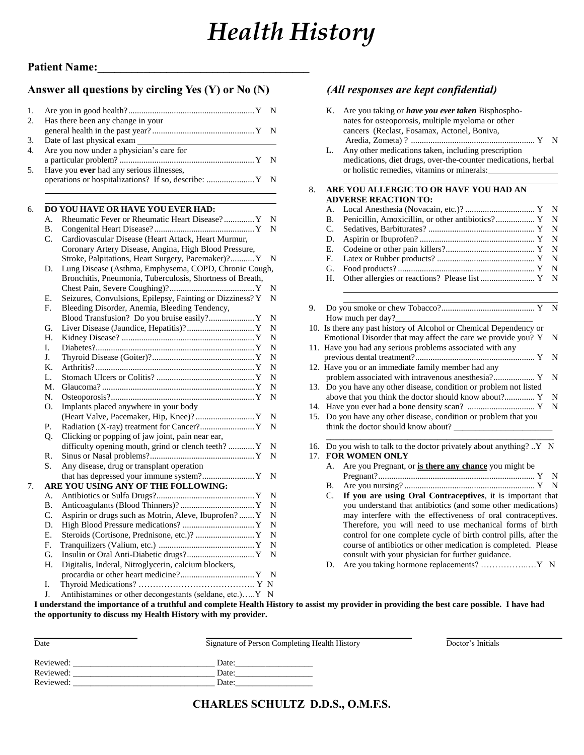# *Health History*

**Patient Name:______________________________________**

**Answer all questions by circling Yes (Y) or No (N)** ***(All responses are kept confidential)***

1. Are you in good health?........................................................... Y N
2. Has there been any change in your general health in the past year?............................................... Y N
3. Date of last physical exam ______________________________
4. Are you now under a physician's care for a particular problem? .............................................................. Y N
5. Have you **ever** had any serious illnesses, operations or hospitalizations? If so, describe: ...................... Y N

______________________________________________________

______________________________________________________

6. **DO YOU HAVE OR HAVE YOU EVER HAD:**
   - A. Rheumatic Fever or Rheumatic Heart Disease? .............. Y N
   - B. Congenital Heart Disease? .............................................. Y N
   - C. Cardiovascular Disease (Heart Attack, Heart Murmur, Coronary Artery Disease, Angina, High Blood Pressure, Stroke, Palpitations, Heart Surgery, Pacemaker)? ........... Y N
   - D. Lung Disease (Asthma, Emphysema, COPD, Chronic Cough, Bronchitis, Pneumonia, Tuberculosis, Shortness of Breath, Chest Pain, Severe Coughing)? ....................................... Y N
   - E. Seizures, Convulsions, Epilepsy, Fainting or Dizziness? Y N
   - F. Bleeding Disorder, Anemia, Bleeding Tendency, Blood Transfusion? Do you bruise easily? ..................... Y N
   - G. Liver Disease (Jaundice, Hepatitis)? ............................... Y N
   - H. Kidney Disease? ............................................................. Y N
   - I. Diabetes? ......................................................................... Y N
   - J. Thyroid Disease (Goiter)? ............................................... Y N
   - K. Arthritis? ......................................................................... Y N
   - L. Stomach Ulcers or Colitis? ............................................. Y N
   - M. Glaucoma? ...................................................................... Y N
   - N. Osteoporosis? .................................................................. Y N
   - O. Implants placed anywhere in your body (Heart Valve, Pacemaker, Hip, Knee)? ........................... Y N
   - P. Radiation (X-ray) treatment for Cancer? ......................... Y N
   - Q. Clicking or popping of jaw joint, pain near ear, difficulty opening mouth, grind or clench teeth? ............ Y N
   - R. Sinus or Nasal problems? ................................................ Y N
   - S. Any disease, drug or transplant operation that has depressed your immune system? ........................ Y N
7. **ARE YOU USING ANY OF THE FOLLOWING:**
   - A. Antibiotics or Sulfa Drugs? ............................................. Y N
   - B. Anticoagulants (Blood Thinners)? .................................. Y N
   - C. Aspirin or drugs such as Motrin, Aleve, Ibuprofen? ....... Y N
   - D. High Blood Pressure medications? ................................. Y N
   - E. Steroids (Cortisone, Prednisone, etc.)? ........................... Y N
   - F. Tranquilizers (Valium, etc.) ............................................ Y N
   - G. Insulin or Oral Anti-Diabetic drugs? ............................... Y N
   - H. Digitalis, Inderal, Nitroglycerin, calcium blockers, procardia or other heart medicine? ................................. Y N
   - I. Thyroid Medications? ………………………………….. Y N
   - J. Antihistamines or other decongestants (seldane, etc.)…..Y N
   - K. Are you taking or ***have you ever taken*** Bisphosphonates for osteoporosis, multiple myeloma or other cancers (Reclast, Fosamax, Actonel, Boniva, Aredia, Zometa) ? ......................................................... Y N
   - L. Any other medications taken, including prescription medications, diet drugs, over-the-counter medications, herbal or holistic remedies, vitamins or minerals: ________________

     ______________________________________________________
8. **ARE YOU ALLERGIC TO OR HAVE YOU HAD AN ADVERSE REACTION TO:**
   - A. Local Anesthesia (Novacain, etc.)? ................................ Y N
   - B. Penicillin, Amoxicillin, or other antibiotics? .................. Y N
   - C. Sedatives, Barbiturates? ................................................. Y N
   - D. Aspirin or Ibuprofen? ..................................................... Y N
   - E. Codeine or other pain killers? ......................................... Y N
   - F. Latex or Rubber products? ............................................. Y N
   - G. Food products? ............................................................... Y N
   - H. Other allergies or reactions? Please list ......................... Y N

     ______________________________________________________

     ______________________________________________________
9. Do you smoke or chew Tobacco? ........................................... Y N
   How much per day?_________________________________
10. Is there any past history of Alcohol or Chemical Dependency or Emotional Disorder that may affect the care we provide you? Y N
11. Have you had any serious problems associated with any previous dental treatment? ....................................................... Y N
12. Have you or an immediate family member had any problem associated with intravenous anesthesia? ................... Y N
13. Do you have any other disease, condition or problem not listed above that you think the doctor should know about? .............. Y N
14. Have you ever had a bone density scan? ............................... Y N
15. Do you have any other disease, condition or problem that you think the doctor should know about? _______________________

    ______________________________________________________
16. Do you wish to talk to the doctor privately about anything? ..Y N
17. **FOR WOMEN ONLY**
    - A. Are you Pregnant, or **<u>is there any chance</u>** you might be Pregnant? ........................................................................ Y N
    - B. Are you nursing? ............................................................ Y N
    - C. **If you are using Oral Contraceptives**, it is important that you understand that antibiotics (and some other medications) may interfere with the effectiveness of oral contraceptives. Therefore, you will need to use mechanical forms of birth control for one complete cycle of birth control pills, after the course of antibiotics or other medication is completed. Please consult with your physician for further guidance.
    - D. Are you taking hormone replacements? ……………..…Y N

**I understand the importance of a truthful and complete Health History to assist my provider in providing the best care possible. I have had the opportunity to discuss my Health History with my provider.**

| ______________________ | ______________________________________ | ______________________ |
|---|---|---|
| Date | Signature of Person Completing Health History | Doctor's Initials |

Reviewed: _________________________________ Date:__________________

Reviewed: _________________________________ Date:__________________

Reviewed: _________________________________ Date:__________________

**CHARLES SCHULTZ D.D.S., O.M.F.S.**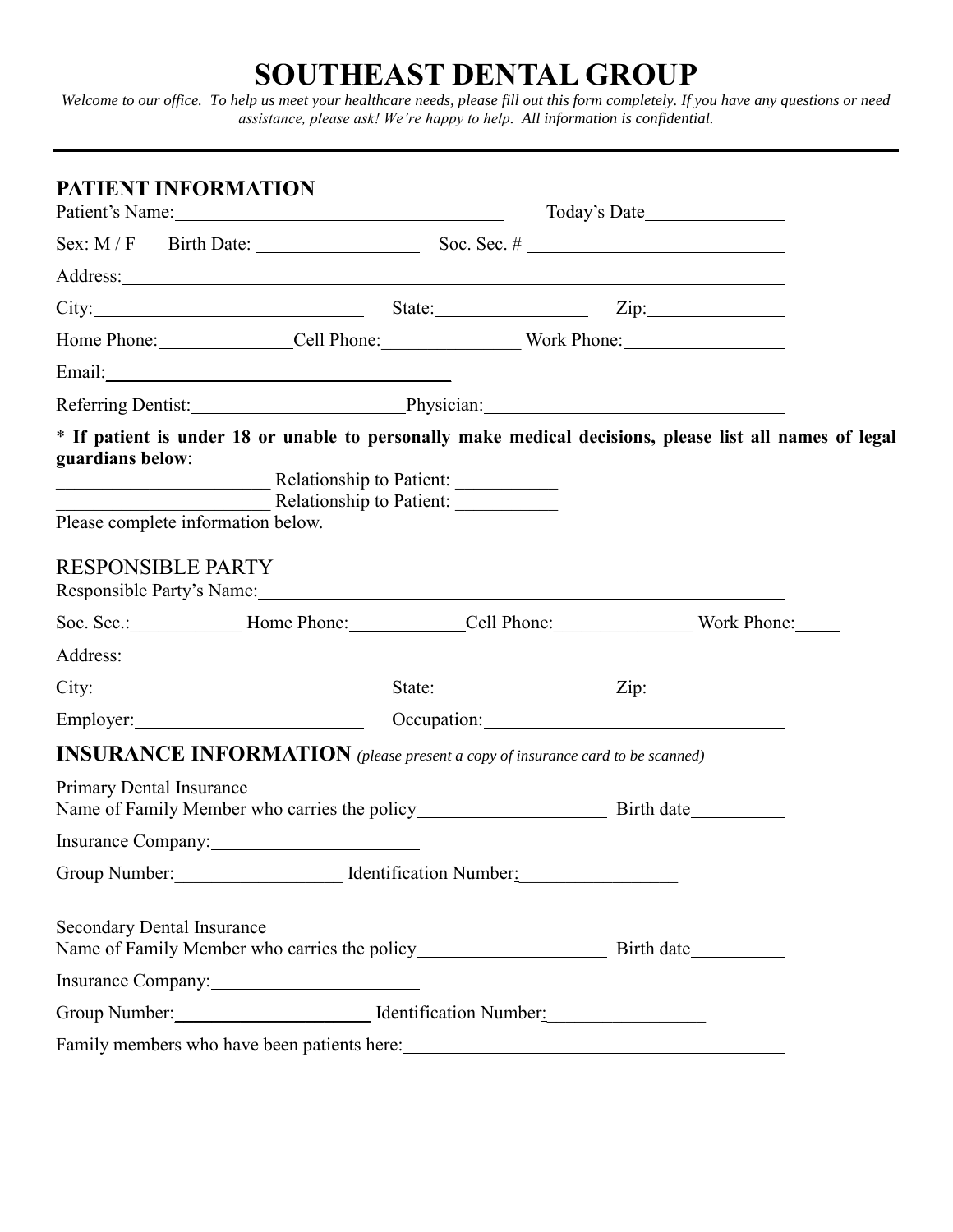# SOUTHEAST DENTAL GROUP

*Welcome to our office. To help us meet your healthcare needs, please fill out this form completely. If you have any questions or need assistance, please ask! We're happy to help. All information is confidential.*

---

## PATIENT INFORMATION

Patient's Name:____________________________________ Today's Date______________

Sex: M / F Birth Date: _________________ Soc. Sec. # __________________________

Address:___________________________________________________________________________

City:____________________________ State:________________ Zip:______________

Home Phone:______________Cell Phone:______________ Work Phone:________________

Email:____________________________________

Referring Dentist:______________________Physician:______________________________

\* **If patient is under 18 or unable to personally make medical decisions, please list all names of legal guardians below**:

______________________ Relationship to Patient: __________

______________________ Relationship to Patient: __________

Please complete information below.

## RESPONSIBLE PARTY

Responsible Party's Name:_________________________________________________________

Soc. Sec.:___________ Home Phone:____________Cell Phone:______________ Work Phone:_____

Address:___________________________________________________________________________

City:____________________________ State:________________ Zip:______________

Employer:_______________________ Occupation:______________________________

## INSURANCE INFORMATION *(please present a copy of insurance card to be scanned)*

Primary Dental Insurance

Name of Family Member who carries the policy___________________ Birth date_________

Insurance Company:_____________________

Group Number:_________________ Identification Number:________________

Secondary Dental Insurance

Name of Family Member who carries the policy___________________ Birth date_________

Insurance Company:_____________________

Group Number:_____________________ Identification Number:________________

Family members who have been patients here:________________________________________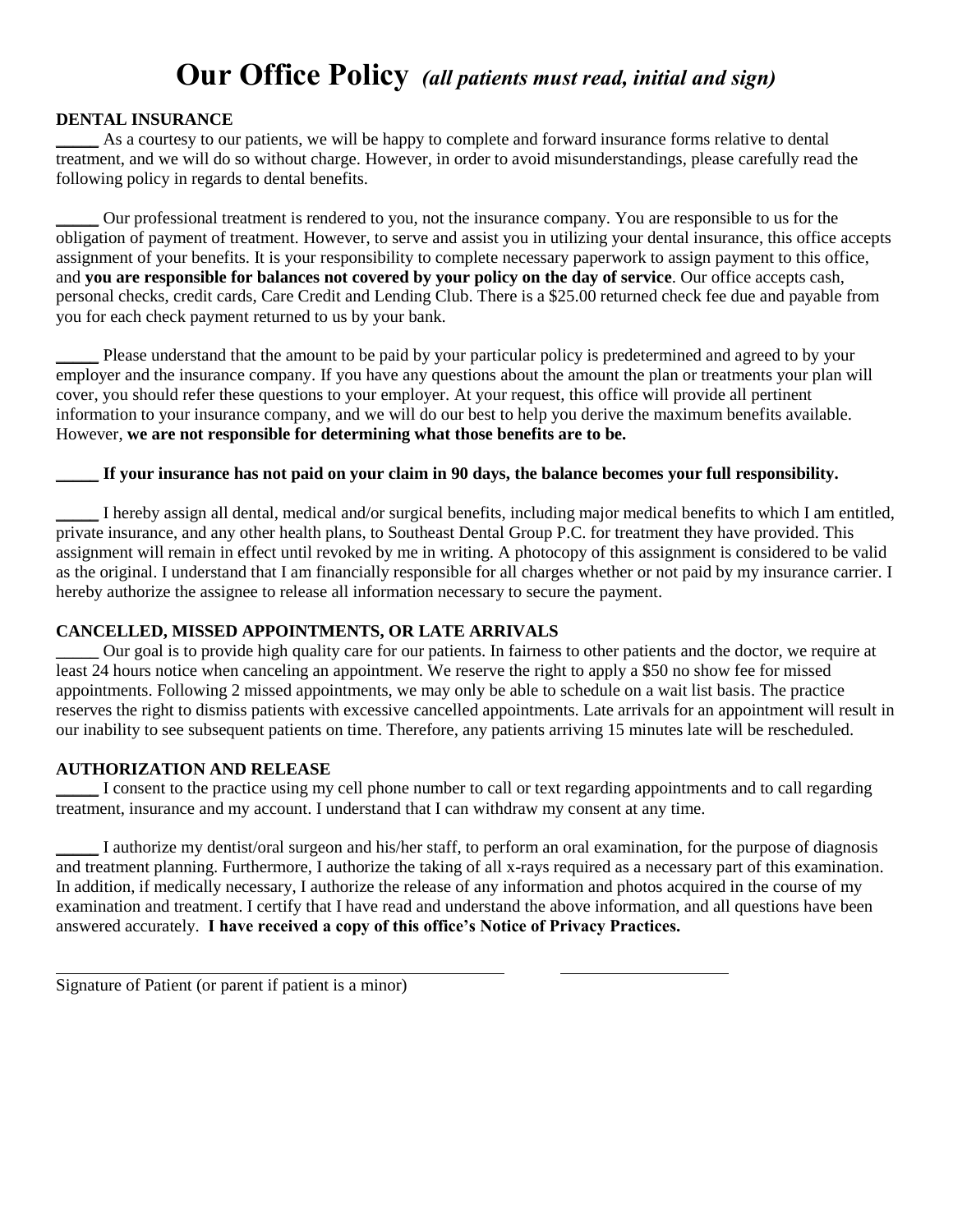# Our Office Policy *(all patients must read, initial and sign)*

**DENTAL INSURANCE**

_____ As a courtesy to our patients, we will be happy to complete and forward insurance forms relative to dental treatment, and we will do so without charge. However, in order to avoid misunderstandings, please carefully read the following policy in regards to dental benefits.

_____ Our professional treatment is rendered to you, not the insurance company. You are responsible to us for the obligation of payment of treatment. However, to serve and assist you in utilizing your dental insurance, this office accepts assignment of your benefits. It is your responsibility to complete necessary paperwork to assign payment to this office, and **you are responsible for balances not covered by your policy on the day of service**. Our office accepts cash, personal checks, credit cards, Care Credit and Lending Club. There is a $25.00 returned check fee due and payable from you for each check payment returned to us by your bank.

_____ Please understand that the amount to be paid by your particular policy is predetermined and agreed to by your employer and the insurance company. If you have any questions about the amount the plan or treatments your plan will cover, you should refer these questions to your employer. At your request, this office will provide all pertinent information to your insurance company, and we will do our best to help you derive the maximum benefits available. However, **we are not responsible for determining what those benefits are to be.**

**_____ If your insurance has not paid on your claim in 90 days, the balance becomes your full responsibility.**

_____ I hereby assign all dental, medical and/or surgical benefits, including major medical benefits to which I am entitled, private insurance, and any other health plans, to Southeast Dental Group P.C. for treatment they have provided. This assignment will remain in effect until revoked by me in writing. A photocopy of this assignment is considered to be valid as the original. I understand that I am financially responsible for all charges whether or not paid by my insurance carrier. I hereby authorize the assignee to release all information necessary to secure the payment.

**CANCELLED, MISSED APPOINTMENTS, OR LATE ARRIVALS**

_____ Our goal is to provide high quality care for our patients. In fairness to other patients and the doctor, we require at least 24 hours notice when canceling an appointment. We reserve the right to apply a $50 no show fee for missed appointments. Following 2 missed appointments, we may only be able to schedule on a wait list basis. The practice reserves the right to dismiss patients with excessive cancelled appointments. Late arrivals for an appointment will result in our inability to see subsequent patients on time. Therefore, any patients arriving 15 minutes late will be rescheduled.

**AUTHORIZATION AND RELEASE**

_____ I consent to the practice using my cell phone number to call or text regarding appointments and to call regarding treatment, insurance and my account. I understand that I can withdraw my consent at any time.

_____ I authorize my dentist/oral surgeon and his/her staff, to perform an oral examination, for the purpose of diagnosis and treatment planning. Furthermore, I authorize the taking of all x-rays required as a necessary part of this examination. In addition, if medically necessary, I authorize the release of any information and photos acquired in the course of my examination and treatment. I certify that I have read and understand the above information, and all questions have been answered accurately. **I have received a copy of this office's Notice of Privacy Practices.**

_______________________________________________ &nbsp;&nbsp;&nbsp; ____________________

Signature of Patient (or parent if patient is a minor)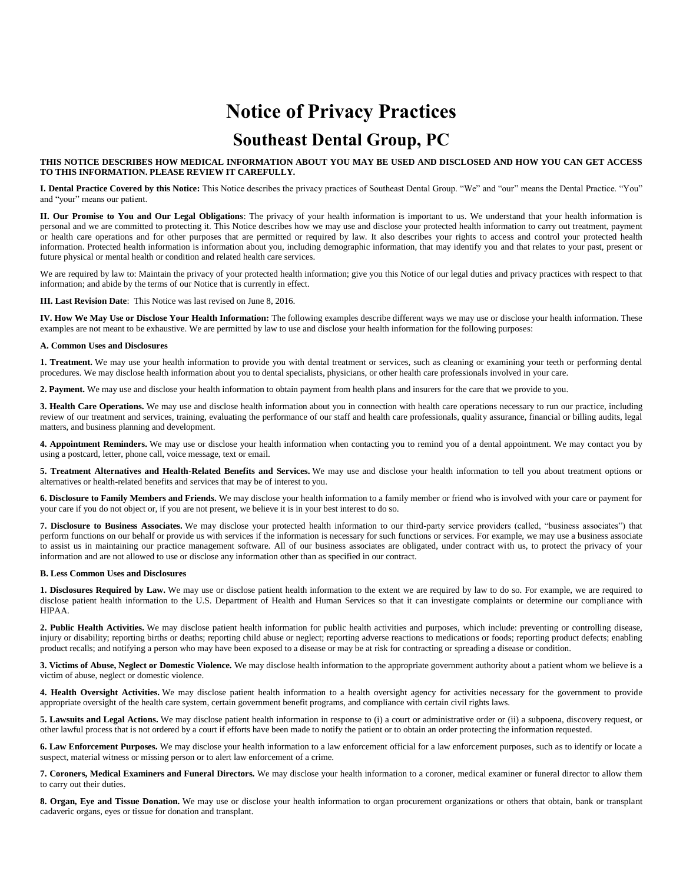# Notice of Privacy Practices

## Southeast Dental Group, PC

**THIS NOTICE DESCRIBES HOW MEDICAL INFORMATION ABOUT YOU MAY BE USED AND DISCLOSED AND HOW YOU CAN GET ACCESS TO THIS INFORMATION. PLEASE REVIEW IT CAREFULLY.**

**I. Dental Practice Covered by this Notice:** This Notice describes the privacy practices of Southeast Dental Group. "We" and "our" means the Dental Practice. "You" and "your" means our patient.

**II. Our Promise to You and Our Legal Obligations**: The privacy of your health information is important to us. We understand that your health information is personal and we are committed to protecting it. This Notice describes how we may use and disclose your protected health information to carry out treatment, payment or health care operations and for other purposes that are permitted or required by law. It also describes your rights to access and control your protected health information. Protected health information is information about you, including demographic information, that may identify you and that relates to your past, present or future physical or mental health or condition and related health care services.

We are required by law to: Maintain the privacy of your protected health information; give you this Notice of our legal duties and privacy practices with respect to that information; and abide by the terms of our Notice that is currently in effect.

**III. Last Revision Date**: This Notice was last revised on June 8, 2016.

**IV. How We May Use or Disclose Your Health Information:** The following examples describe different ways we may use or disclose your health information. These examples are not meant to be exhaustive. We are permitted by law to use and disclose your health information for the following purposes:

**A. Common Uses and Disclosures**

**1. Treatment.** We may use your health information to provide you with dental treatment or services, such as cleaning or examining your teeth or performing dental procedures. We may disclose health information about you to dental specialists, physicians, or other health care professionals involved in your care.

**2. Payment.** We may use and disclose your health information to obtain payment from health plans and insurers for the care that we provide to you.

**3. Health Care Operations.** We may use and disclose health information about you in connection with health care operations necessary to run our practice, including review of our treatment and services, training, evaluating the performance of our staff and health care professionals, quality assurance, financial or billing audits, legal matters, and business planning and development.

**4. Appointment Reminders.** We may use or disclose your health information when contacting you to remind you of a dental appointment. We may contact you by using a postcard, letter, phone call, voice message, text or email.

**5. Treatment Alternatives and Health-Related Benefits and Services.** We may use and disclose your health information to tell you about treatment options or alternatives or health-related benefits and services that may be of interest to you.

**6. Disclosure to Family Members and Friends.** We may disclose your health information to a family member or friend who is involved with your care or payment for your care if you do not object or, if you are not present, we believe it is in your best interest to do so.

**7. Disclosure to Business Associates.** We may disclose your protected health information to our third-party service providers (called, "business associates") that perform functions on our behalf or provide us with services if the information is necessary for such functions or services. For example, we may use a business associate to assist us in maintaining our practice management software. All of our business associates are obligated, under contract with us, to protect the privacy of your information and are not allowed to use or disclose any information other than as specified in our contract.

**B. Less Common Uses and Disclosures**

**1. Disclosures Required by Law.** We may use or disclose patient health information to the extent we are required by law to do so. For example, we are required to disclose patient health information to the U.S. Department of Health and Human Services so that it can investigate complaints or determine our compliance with HIPAA.

**2. Public Health Activities.** We may disclose patient health information for public health activities and purposes, which include: preventing or controlling disease, injury or disability; reporting births or deaths; reporting child abuse or neglect; reporting adverse reactions to medications or foods; reporting product defects; enabling product recalls; and notifying a person who may have been exposed to a disease or may be at risk for contracting or spreading a disease or condition.

**3. Victims of Abuse, Neglect or Domestic Violence.** We may disclose health information to the appropriate government authority about a patient whom we believe is a victim of abuse, neglect or domestic violence.

**4. Health Oversight Activities.** We may disclose patient health information to a health oversight agency for activities necessary for the government to provide appropriate oversight of the health care system, certain government benefit programs, and compliance with certain civil rights laws.

**5. Lawsuits and Legal Actions.** We may disclose patient health information in response to (i) a court or administrative order or (ii) a subpoena, discovery request, or other lawful process that is not ordered by a court if efforts have been made to notify the patient or to obtain an order protecting the information requested.

**6. Law Enforcement Purposes.** We may disclose your health information to a law enforcement official for a law enforcement purposes, such as to identify or locate a suspect, material witness or missing person or to alert law enforcement of a crime.

**7. Coroners, Medical Examiners and Funeral Directors.** We may disclose your health information to a coroner, medical examiner or funeral director to allow them to carry out their duties.

**8. Organ, Eye and Tissue Donation.** We may use or disclose your health information to organ procurement organizations or others that obtain, bank or transplant cadaveric organs, eyes or tissue for donation and transplant.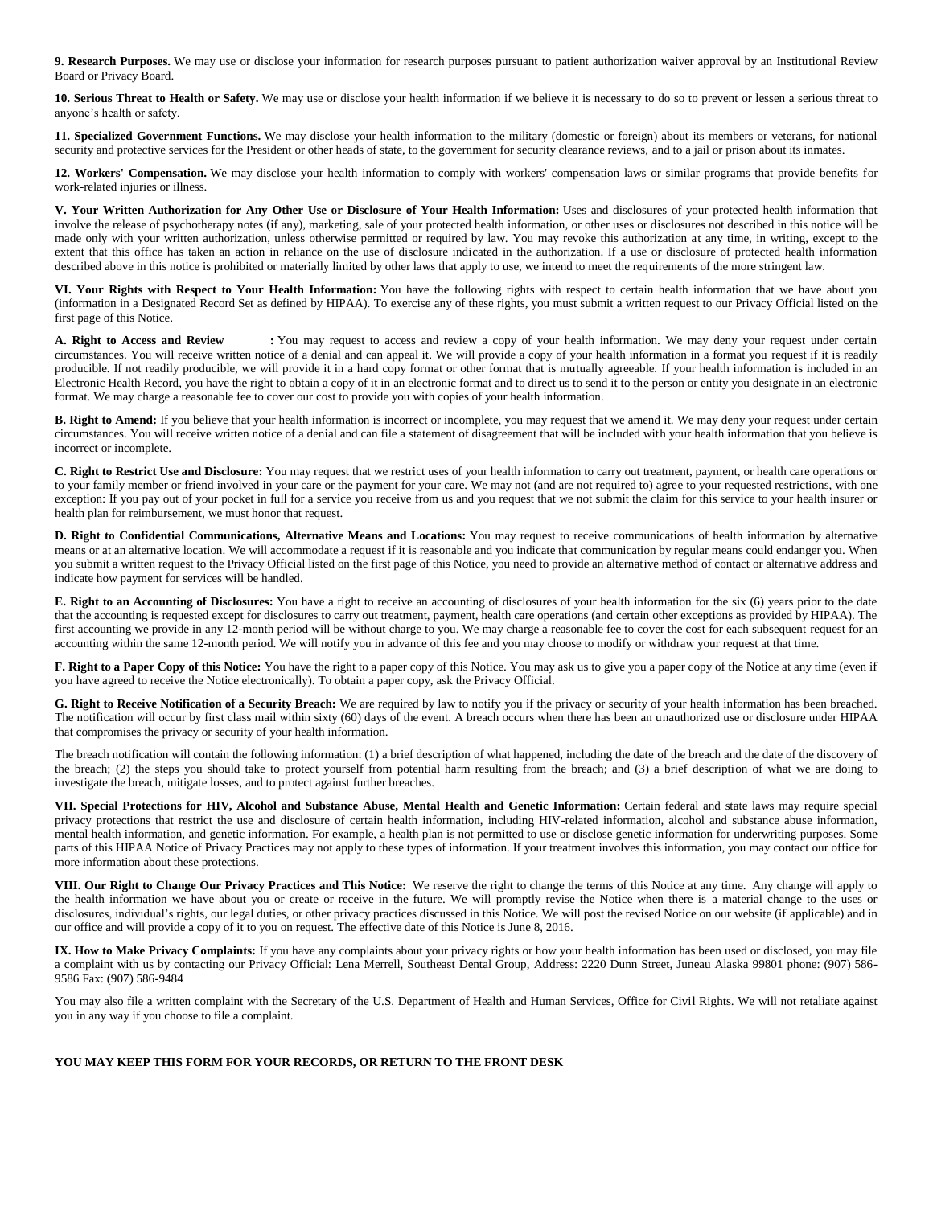**9. Research Purposes.** We may use or disclose your information for research purposes pursuant to patient authorization waiver approval by an Institutional Review Board or Privacy Board.

**10. Serious Threat to Health or Safety.** We may use or disclose your health information if we believe it is necessary to do so to prevent or lessen a serious threat to anyone's health or safety.

**11. Specialized Government Functions.** We may disclose your health information to the military (domestic or foreign) about its members or veterans, for national security and protective services for the President or other heads of state, to the government for security clearance reviews, and to a jail or prison about its inmates.

**12. Workers' Compensation.** We may disclose your health information to comply with workers' compensation laws or similar programs that provide benefits for work-related injuries or illness.

**V. Your Written Authorization for Any Other Use or Disclosure of Your Health Information:** Uses and disclosures of your protected health information that involve the release of psychotherapy notes (if any), marketing, sale of your protected health information, or other uses or disclosures not described in this notice will be made only with your written authorization, unless otherwise permitted or required by law. You may revoke this authorization at any time, in writing, except to the extent that this office has taken an action in reliance on the use of disclosure indicated in the authorization. If a use or disclosure of protected health information described above in this notice is prohibited or materially limited by other laws that apply to use, we intend to meet the requirements of the more stringent law.

**VI. Your Rights with Respect to Your Health Information:** You have the following rights with respect to certain health information that we have about you (information in a Designated Record Set as defined by HIPAA). To exercise any of these rights, you must submit a written request to our Privacy Official listed on the first page of this Notice.

**A. Right to Access and Review :** You may request to access and review a copy of your health information. We may deny your request under certain circumstances. You will receive written notice of a denial and can appeal it. We will provide a copy of your health information in a format you request if it is readily producible. If not readily producible, we will provide it in a hard copy format or other format that is mutually agreeable. If your health information is included in an Electronic Health Record, you have the right to obtain a copy of it in an electronic format and to direct us to send it to the person or entity you designate in an electronic format. We may charge a reasonable fee to cover our cost to provide you with copies of your health information.

**B. Right to Amend:** If you believe that your health information is incorrect or incomplete, you may request that we amend it. We may deny your request under certain circumstances. You will receive written notice of a denial and can file a statement of disagreement that will be included with your health information that you believe is incorrect or incomplete.

**C. Right to Restrict Use and Disclosure:** You may request that we restrict uses of your health information to carry out treatment, payment, or health care operations or to your family member or friend involved in your care or the payment for your care. We may not (and are not required to) agree to your requested restrictions, with one exception: If you pay out of your pocket in full for a service you receive from us and you request that we not submit the claim for this service to your health insurer or health plan for reimbursement, we must honor that request.

**D. Right to Confidential Communications, Alternative Means and Locations:** You may request to receive communications of health information by alternative means or at an alternative location. We will accommodate a request if it is reasonable and you indicate that communication by regular means could endanger you. When you submit a written request to the Privacy Official listed on the first page of this Notice, you need to provide an alternative method of contact or alternative address and indicate how payment for services will be handled.

**E. Right to an Accounting of Disclosures:** You have a right to receive an accounting of disclosures of your health information for the six (6) years prior to the date that the accounting is requested except for disclosures to carry out treatment, payment, health care operations (and certain other exceptions as provided by HIPAA). The first accounting we provide in any 12-month period will be without charge to you. We may charge a reasonable fee to cover the cost for each subsequent request for an accounting within the same 12-month period. We will notify you in advance of this fee and you may choose to modify or withdraw your request at that time.

**F. Right to a Paper Copy of this Notice:** You have the right to a paper copy of this Notice. You may ask us to give you a paper copy of the Notice at any time (even if you have agreed to receive the Notice electronically). To obtain a paper copy, ask the Privacy Official.

**G. Right to Receive Notification of a Security Breach:** We are required by law to notify you if the privacy or security of your health information has been breached. The notification will occur by first class mail within sixty (60) days of the event. A breach occurs when there has been an unauthorized use or disclosure under HIPAA that compromises the privacy or security of your health information.

The breach notification will contain the following information: (1) a brief description of what happened, including the date of the breach and the date of the discovery of the breach; (2) the steps you should take to protect yourself from potential harm resulting from the breach; and (3) a brief description of what we are doing to investigate the breach, mitigate losses, and to protect against further breaches.

**VII. Special Protections for HIV, Alcohol and Substance Abuse, Mental Health and Genetic Information:** Certain federal and state laws may require special privacy protections that restrict the use and disclosure of certain health information, including HIV-related information, alcohol and substance abuse information, mental health information, and genetic information. For example, a health plan is not permitted to use or disclose genetic information for underwriting purposes. Some parts of this HIPAA Notice of Privacy Practices may not apply to these types of information. If your treatment involves this information, you may contact our office for more information about these protections.

**VIII. Our Right to Change Our Privacy Practices and This Notice:** We reserve the right to change the terms of this Notice at any time. Any change will apply to the health information we have about you or create or receive in the future. We will promptly revise the Notice when there is a material change to the uses or disclosures, individual's rights, our legal duties, or other privacy practices discussed in this Notice. We will post the revised Notice on our website (if applicable) and in our office and will provide a copy of it to you on request. The effective date of this Notice is June 8, 2016.

**IX. How to Make Privacy Complaints:** If you have any complaints about your privacy rights or how your health information has been used or disclosed, you may file a complaint with us by contacting our Privacy Official: Lena Merrell, Southeast Dental Group, Address: 2220 Dunn Street, Juneau Alaska 99801 phone: (907) 586-9586 Fax: (907) 586-9484

You may also file a written complaint with the Secretary of the U.S. Department of Health and Human Services, Office for Civil Rights. We will not retaliate against you in any way if you choose to file a complaint.

**YOU MAY KEEP THIS FORM FOR YOUR RECORDS, OR RETURN TO THE FRONT DESK**